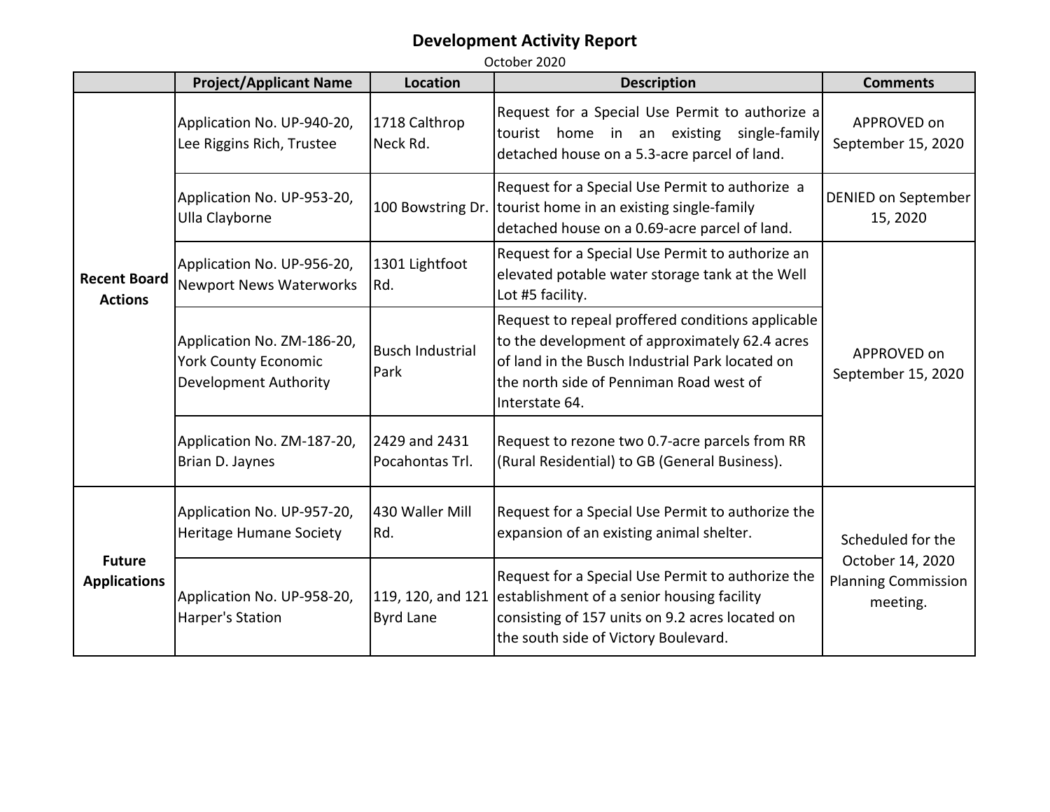# Development Activity Report

October 2020

| | Project/Applicant Name | Location | Description | Comments |
|---|---|---|---|---|
| **Recent Board Actions** | Application No. UP-940-20, Lee Riggins Rich, Trustee | 1718 Calthrop Neck Rd. | Request for a Special Use Permit to authorize a tourist home in an existing single-family detached house on a 5.3-acre parcel of land. | APPROVED on September 15, 2020 |
| | Application No. UP-953-20, Ulla Clayborne | 100 Bowstring Dr. | Request for a Special Use Permit to authorize a tourist home in an existing single-family detached house on a 0.69-acre parcel of land. | DENIED on September 15, 2020 |
| | Application No. UP-956-20, Newport News Waterworks | 1301 Lightfoot Rd. | Request for a Special Use Permit to authorize an elevated potable water storage tank at the Well Lot #5 facility. | APPROVED on September 15, 2020 |
| | Application No. ZM-186-20, York County Economic Development Authority | Busch Industrial Park | Request to repeal proffered conditions applicable to the development of approximately 62.4 acres of land in the Busch Industrial Park located on the north side of Penniman Road west of Interstate 64. | |
| | Application No. ZM-187-20, Brian D. Jaynes | 2429 and 2431 Pocahontas Trl. | Request to rezone two 0.7-acre parcels from RR (Rural Residential) to GB (General Business). | |
| **Future Applications** | Application No. UP-957-20, Heritage Humane Society | 430 Waller Mill Rd. | Request for a Special Use Permit to authorize the expansion of an existing animal shelter. | Scheduled for the October 14, 2020 Planning Commission meeting. |
| | Application No. UP-958-20, Harper's Station | 119, 120, and 121 Byrd Lane | Request for a Special Use Permit to authorize the establishment of a senior housing facility consisting of 157 units on 9.2 acres located on the south side of Victory Boulevard. | |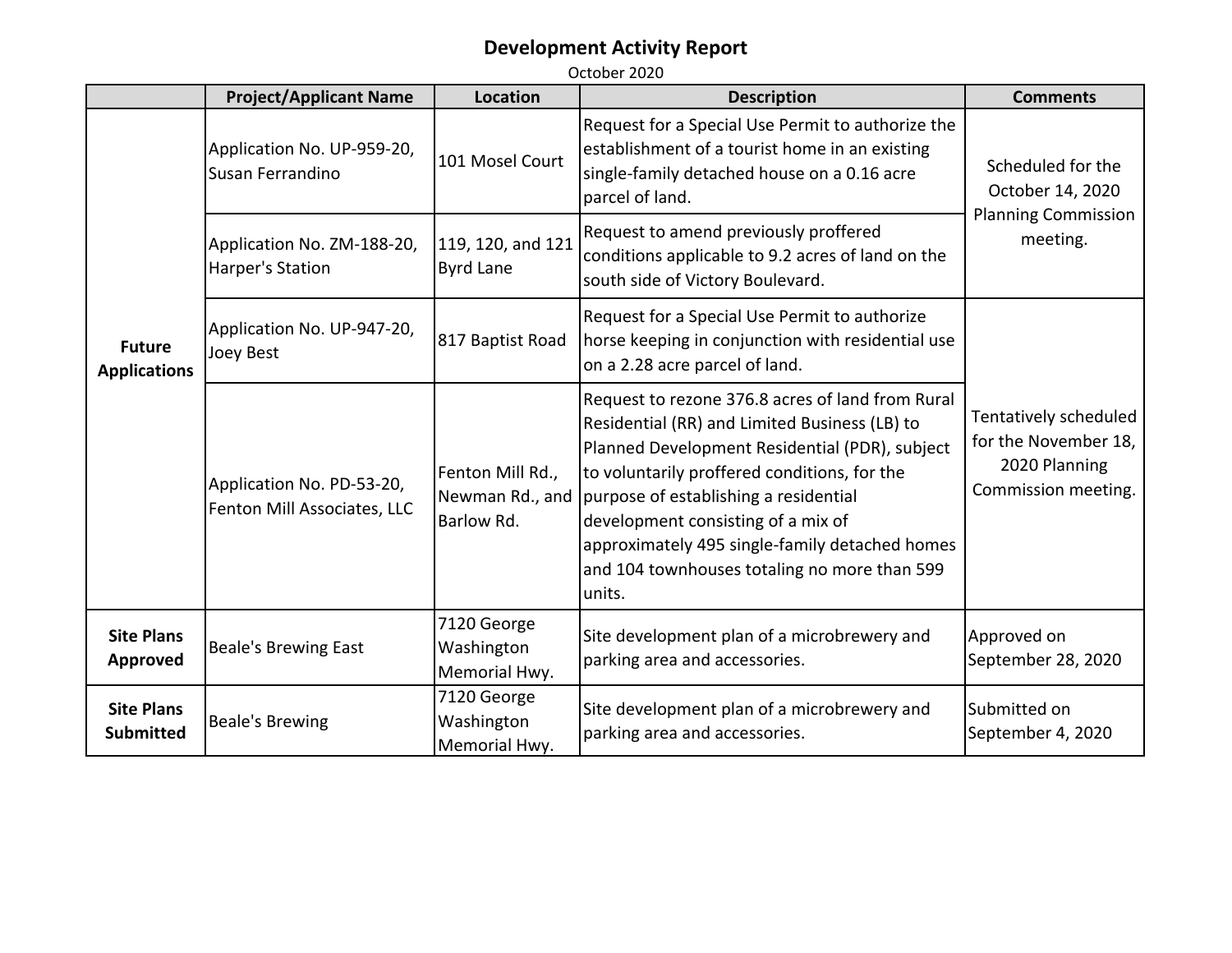# Development Activity Report

October 2020

| | Project/Applicant Name | Location | Description | Comments |
|---|---|---|---|---|
| **Future Applications** | Application No. UP-959-20, Susan Ferrandino | 101 Mosel Court | Request for a Special Use Permit to authorize the establishment of a tourist home in an existing single-family detached house on a 0.16 acre parcel of land. | Scheduled for the October 14, 2020 Planning Commission meeting. |
| | Application No. ZM-188-20, Harper's Station | 119, 120, and 121 Byrd Lane | Request to amend previously proffered conditions applicable to 9.2 acres of land on the south side of Victory Boulevard. | |
| | Application No. UP-947-20, Joey Best | 817 Baptist Road | Request for a Special Use Permit to authorize horse keeping in conjunction with residential use on a 2.28 acre parcel of land. | Tentatively scheduled for the November 18, 2020 Planning Commission meeting. |
| | Application No. PD-53-20, Fenton Mill Associates, LLC | Fenton Mill Rd., Newman Rd., and Barlow Rd. | Request to rezone 376.8 acres of land from Rural Residential (RR) and Limited Business (LB) to Planned Development Residential (PDR), subject to voluntarily proffered conditions, for the purpose of establishing a residential development consisting of a mix of approximately 495 single-family detached homes and 104 townhouses totaling no more than 599 units. | |
| **Site Plans Approved** | Beale's Brewing East | 7120 George Washington Memorial Hwy. | Site development plan of a microbrewery and parking area and accessories. | Approved on September 28, 2020 |
| **Site Plans Submitted** | Beale's Brewing | 7120 George Washington Memorial Hwy. | Site development plan of a microbrewery and parking area and accessories. | Submitted on September 4, 2020 |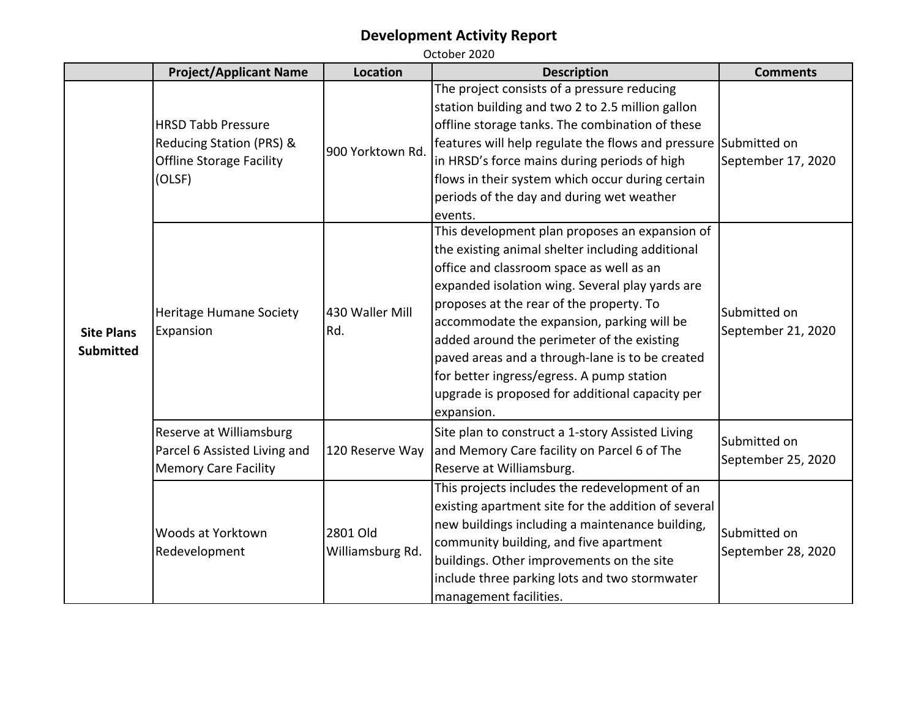# Development Activity Report

October 2020

| | Project/Applicant Name | Location | Description | Comments |
|---|---|---|---|---|
| **Site Plans Submitted** | HRSD Tabb Pressure Reducing Station (PRS) & Offline Storage Facility (OLSF) | 900 Yorktown Rd. | The project consists of a pressure reducing station building and two 2 to 2.5 million gallon offline storage tanks. The combination of these features will help regulate the flows and pressure in HRSD's force mains during periods of high flows in their system which occur during certain periods of the day and during wet weather events. | Submitted on September 17, 2020 |
| | Heritage Humane Society Expansion | 430 Waller Mill Rd. | This development plan proposes an expansion of the existing animal shelter including additional office and classroom space as well as an expanded isolation wing. Several play yards are proposes at the rear of the property. To accommodate the expansion, parking will be added around the perimeter of the existing paved areas and a through-lane is to be created for better ingress/egress. A pump station upgrade is proposed for additional capacity per expansion. | Submitted on September 21, 2020 |
| | Reserve at Williamsburg Parcel 6 Assisted Living and Memory Care Facility | 120 Reserve Way | Site plan to construct a 1-story Assisted Living and Memory Care facility on Parcel 6 of The Reserve at Williamsburg. | Submitted on September 25, 2020 |
| | Woods at Yorktown Redevelopment | 2801 Old Williamsburg Rd. | This projects includes the redevelopment of an existing apartment site for the addition of several new buildings including a maintenance building, community building, and five apartment buildings. Other improvements on the site include three parking lots and two stormwater management facilities. | Submitted on September 28, 2020 |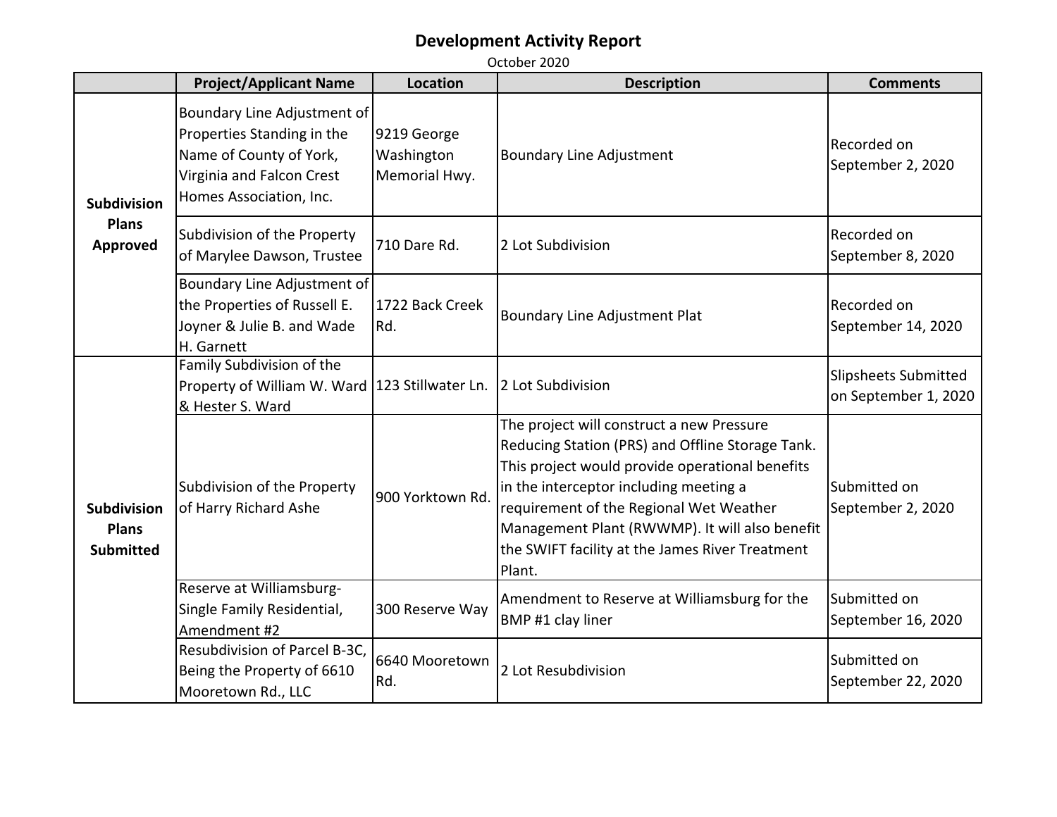# Development Activity Report

October 2020

| | Project/Applicant Name | Location | Description | Comments |
|---|---|---|---|---|
| **Subdivision Plans Approved** | Boundary Line Adjustment of Properties Standing in the Name of County of York, Virginia and Falcon Crest Homes Association, Inc. | 9219 George Washington Memorial Hwy. | Boundary Line Adjustment | Recorded on September 2, 2020 |
| | Subdivision of the Property of Marylee Dawson, Trustee | 710 Dare Rd. | 2 Lot Subdivision | Recorded on September 8, 2020 |
| | Boundary Line Adjustment of the Properties of Russell E. Joyner & Julie B. and Wade H. Garnett | 1722 Back Creek Rd. | Boundary Line Adjustment Plat | Recorded on September 14, 2020 |
| **Subdivision Plans Submitted** | Family Subdivision of the Property of William W. Ward & Hester S. Ward | 123 Stillwater Ln. | 2 Lot Subdivision | Slipsheets Submitted on September 1, 2020 |
| | Subdivision of the Property of Harry Richard Ashe | 900 Yorktown Rd. | The project will construct a new Pressure Reducing Station (PRS) and Offline Storage Tank. This project would provide operational benefits in the interceptor including meeting a requirement of the Regional Wet Weather Management Plant (RWWMP). It will also benefit the SWIFT facility at the James River Treatment Plant. | Submitted on September 2, 2020 |
| | Reserve at Williamsburg- Single Family Residential, Amendment #2 | 300 Reserve Way | Amendment to Reserve at Williamsburg for the BMP #1 clay liner | Submitted on September 16, 2020 |
| | Resubdivision of Parcel B-3C, Being the Property of 6610 Mooretown Rd., LLC | 6640 Mooretown Rd. | 2 Lot Resubdivision | Submitted on September 22, 2020 |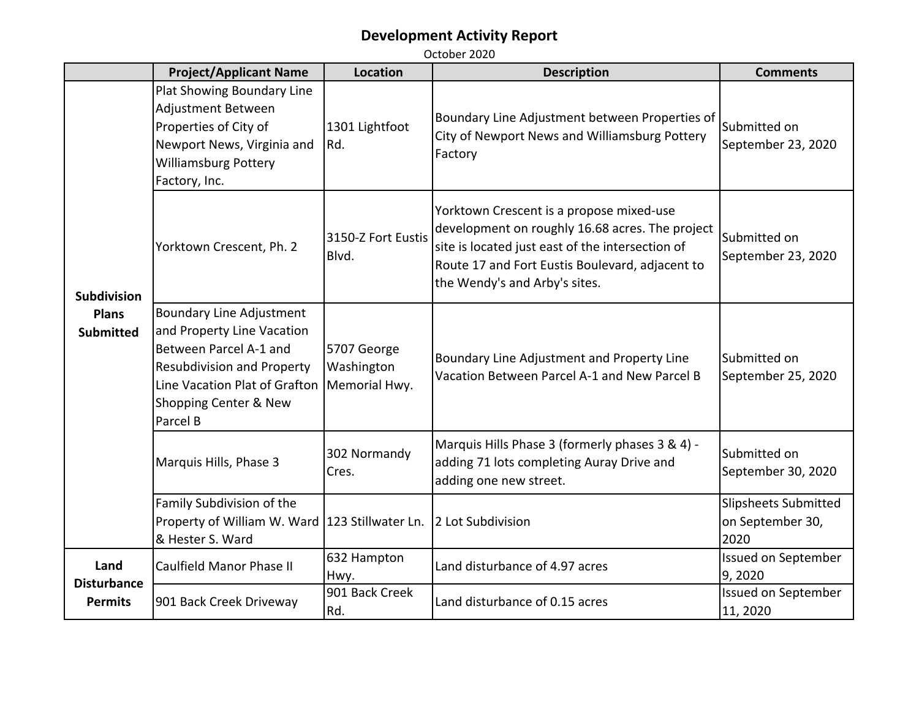# Development Activity Report

October 2020

| | Project/Applicant Name | Location | Description | Comments |
|---|---|---|---|---|
| **Subdivision Plans Submitted** | Plat Showing Boundary Line Adjustment Between Properties of City of Newport News, Virginia and Williamsburg Pottery Factory, Inc. | 1301 Lightfoot Rd. | Boundary Line Adjustment between Properties of City of Newport News and Williamsburg Pottery Factory | Submitted on September 23, 2020 |
| | Yorktown Crescent, Ph. 2 | 3150-Z Fort Eustis Blvd. | Yorktown Crescent is a propose mixed-use development on roughly 16.68 acres. The project site is located just east of the intersection of Route 17 and Fort Eustis Boulevard, adjacent to the Wendy's and Arby's sites. | Submitted on September 23, 2020 |
| | Boundary Line Adjustment and Property Line Vacation Between Parcel A-1 and Resubdivision and Property Line Vacation Plat of Grafton Shopping Center & New Parcel B | 5707 George Washington Memorial Hwy. | Boundary Line Adjustment and Property Line Vacation Between Parcel A-1 and New Parcel B | Submitted on September 25, 2020 |
| | Marquis Hills, Phase 3 | 302 Normandy Cres. | Marquis Hills Phase 3 (formerly phases 3 & 4) - adding 71 lots completing Auray Drive and adding one new street. | Submitted on September 30, 2020 |
| | Family Subdivision of the Property of William W. Ward & Hester S. Ward | 123 Stillwater Ln. | 2 Lot Subdivision | Slipsheets Submitted on September 30, 2020 |
| **Land Disturbance Permits** | Caulfield Manor Phase II | 632 Hampton Hwy. | Land disturbance of 4.97 acres | Issued on September 9, 2020 |
| | 901 Back Creek Driveway | 901 Back Creek Rd. | Land disturbance of 0.15 acres | Issued on September 11, 2020 |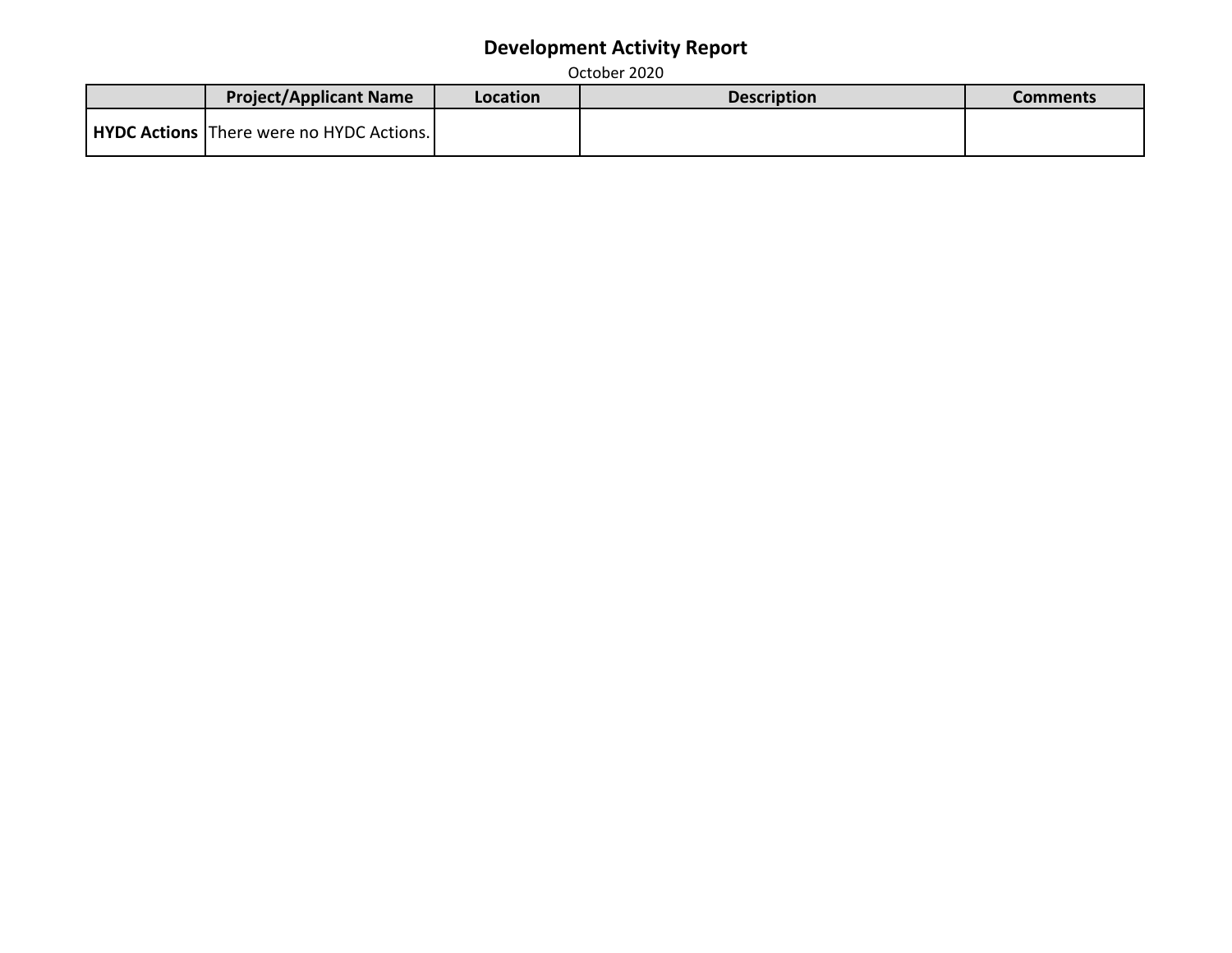# Development Activity Report

October 2020

| | Project/Applicant Name | Location | Description | Comments |
|---|---|---|---|---|
| **HYDC Actions** | There were no HYDC Actions. | | | |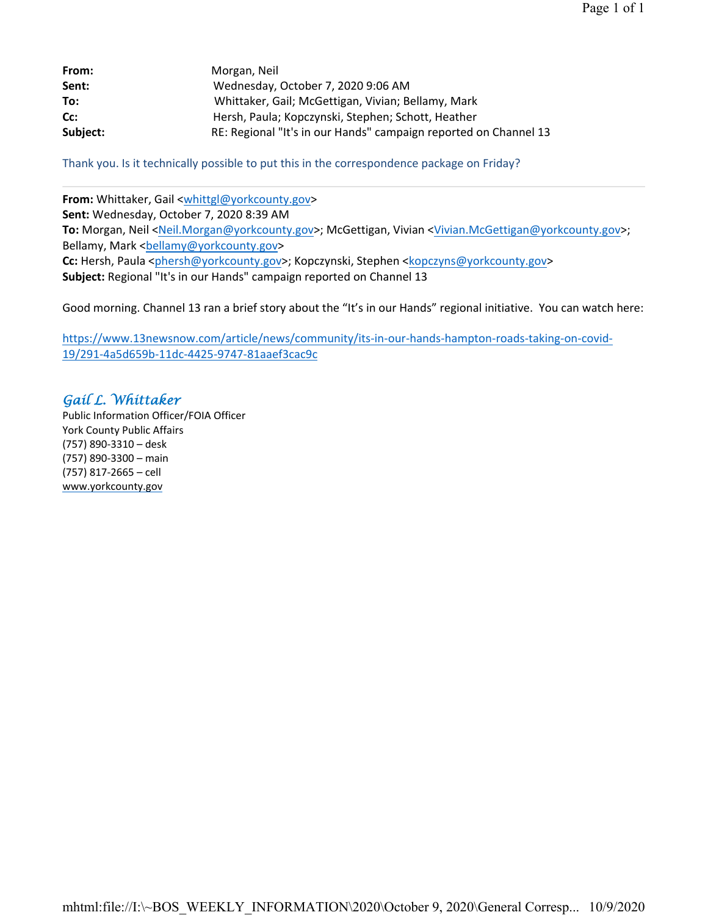**From:** Morgan, Neil
**Sent:** Wednesday, October 7, 2020 9:06 AM
**To:** Whittaker, Gail; McGettigan, Vivian; Bellamy, Mark
**Cc:** Hersh, Paula; Kopczynski, Stephen; Schott, Heather
**Subject:** RE: Regional "It's in our Hands" campaign reported on Channel 13

Thank you. Is it technically possible to put this in the correspondence package on Friday?

---

**From:** Whittaker, Gail <whittgl@yorkcounty.gov>
**Sent:** Wednesday, October 7, 2020 8:39 AM
**To:** Morgan, Neil <Neil.Morgan@yorkcounty.gov>; McGettigan, Vivian <Vivian.McGettigan@yorkcounty.gov>; Bellamy, Mark <bellamy@yorkcounty.gov>
**Cc:** Hersh, Paula <phersh@yorkcounty.gov>; Kopczynski, Stephen <kopczyns@yorkcounty.gov>
**Subject:** Regional "It's in our Hands" campaign reported on Channel 13

Good morning. Channel 13 ran a brief story about the "It's in our Hands" regional initiative. You can watch here:

https://www.13newsnow.com/article/news/community/its-in-our-hands-hampton-roads-taking-on-covid-19/291-4a5d659b-11dc-4425-9747-81aaef3cac9c

*Gail L. Whittaker*
Public Information Officer/FOIA Officer
York County Public Affairs
(757) 890-3310 – desk
(757) 890-3300 – main
(757) 817-2665 – cell
www.yorkcounty.gov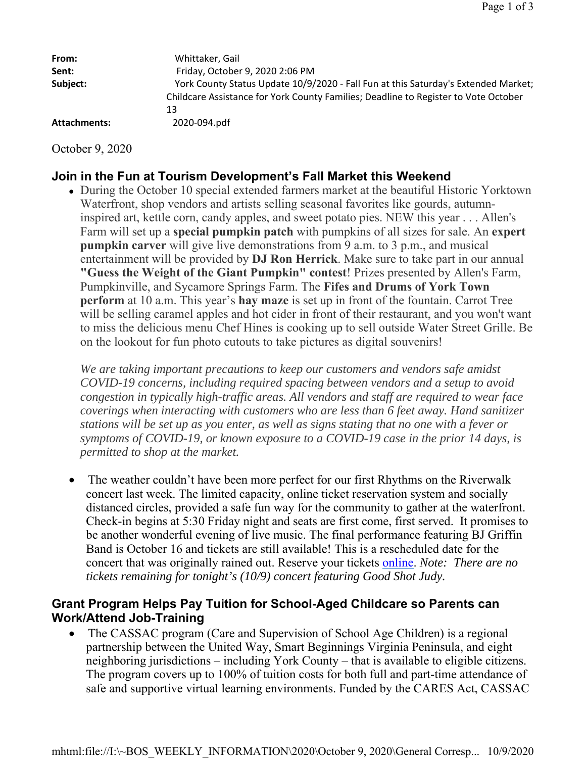| | |
|---|---|
| **From:** | Whittaker, Gail |
| **Sent:** | Friday, October 9, 2020 2:06 PM |
| **Subject:** | York County Status Update 10/9/2020 - Fall Fun at this Saturday's Extended Market; Childcare Assistance for York County Families; Deadline to Register to Vote October 13 |
| **Attachments:** | 2020-094.pdf |

October 9, 2020

### Join in the Fun at Tourism Development's Fall Market this Weekend

- During the October 10 special extended farmers market at the beautiful Historic Yorktown Waterfront, shop vendors and artists selling seasonal favorites like gourds, autumn-inspired art, kettle corn, candy apples, and sweet potato pies. NEW this year . . . Allen's Farm will set up a **special pumpkin patch** with pumpkins of all sizes for sale. An **expert pumpkin carver** will give live demonstrations from 9 a.m. to 3 p.m., and musical entertainment will be provided by **DJ Ron Herrick**. Make sure to take part in our annual **"Guess the Weight of the Giant Pumpkin" contest**! Prizes presented by Allen's Farm, Pumpkinville, and Sycamore Springs Farm. The **Fifes and Drums of York Town perform** at 10 a.m. This year's **hay maze** is set up in front of the fountain. Carrot Tree will be selling caramel apples and hot cider in front of their restaurant, and you won't want to miss the delicious menu Chef Hines is cooking up to sell outside Water Street Grille. Be on the lookout for fun photo cutouts to take pictures as digital souvenirs!

  *We are taking important precautions to keep our customers and vendors safe amidst COVID-19 concerns, including required spacing between vendors and a setup to avoid congestion in typically high-traffic areas. All vendors and staff are required to wear face coverings when interacting with customers who are less than 6 feet away. Hand sanitizer stations will be set up as you enter, as well as signs stating that no one with a fever or symptoms of COVID-19, or known exposure to a COVID-19 case in the prior 14 days, is permitted to shop at the market.*

- The weather couldn't have been more perfect for our first Rhythms on the Riverwalk concert last week. The limited capacity, online ticket reservation system and socially distanced circles, provided a safe fun way for the community to gather at the waterfront. Check-in begins at 5:30 Friday night and seats are first come, first served. It promises to be another wonderful evening of live music. The final performance featuring BJ Griffin Band is October 16 and tickets are still available! This is a rescheduled date for the concert that was originally rained out. Reserve your tickets online. *Note: There are no tickets remaining for tonight's (10/9) concert featuring Good Shot Judy.*

### Grant Program Helps Pay Tuition for School-Aged Childcare so Parents can Work/Attend Job-Training

- The CASSAC program (Care and Supervision of School Age Children) is a regional partnership between the United Way, Smart Beginnings Virginia Peninsula, and eight neighboring jurisdictions – including York County – that is available to eligible citizens. The program covers up to 100% of tuition costs for both full and part-time attendance of safe and supportive virtual learning environments. Funded by the CARES Act, CASSAC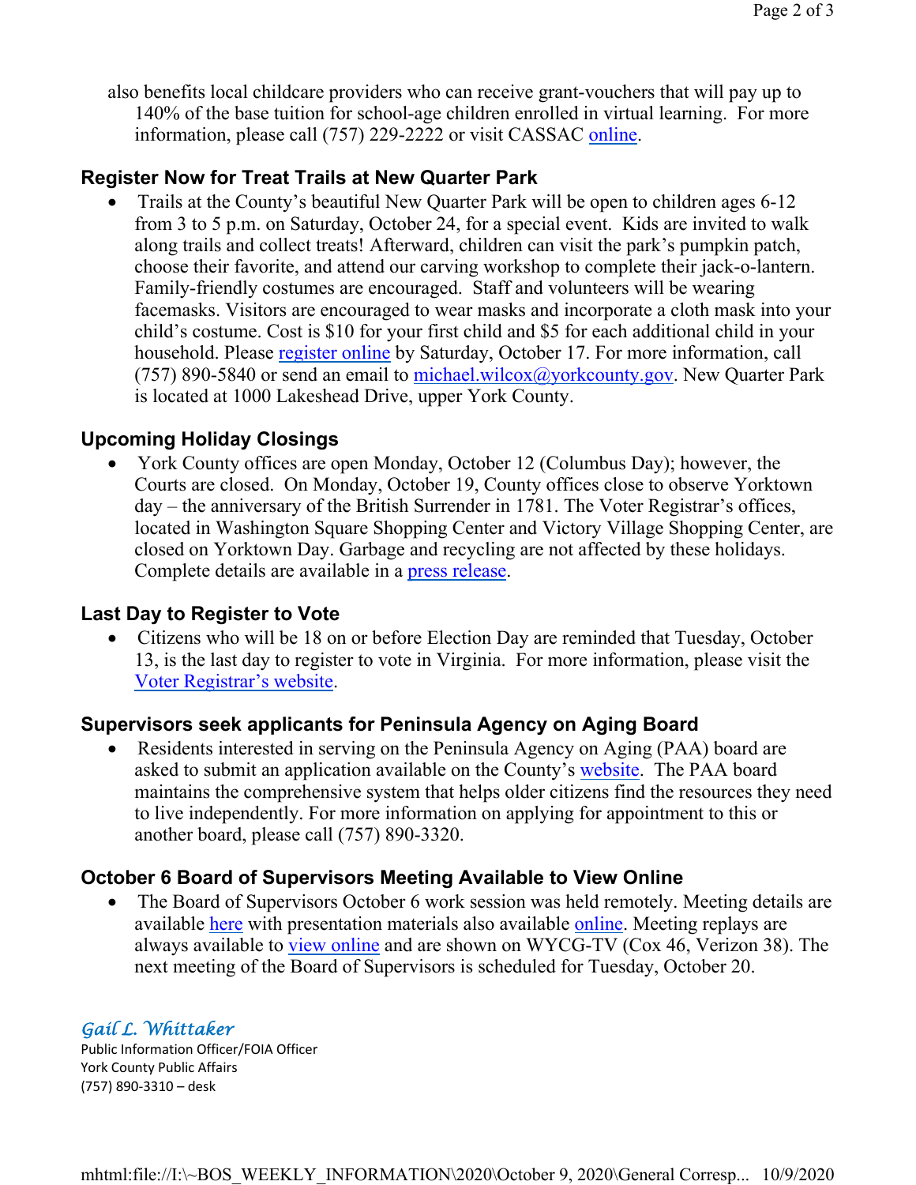also benefits local childcare providers who can receive grant-vouchers that will pay up to 140% of the base tuition for school-age children enrolled in virtual learning. For more information, please call (757) 229-2222 or visit CASSAC online.

## Register Now for Treat Trails at New Quarter Park

- Trails at the County's beautiful New Quarter Park will be open to children ages 6-12 from 3 to 5 p.m. on Saturday, October 24, for a special event. Kids are invited to walk along trails and collect treats! Afterward, children can visit the park's pumpkin patch, choose their favorite, and attend our carving workshop to complete their jack-o-lantern. Family-friendly costumes are encouraged. Staff and volunteers will be wearing facemasks. Visitors are encouraged to wear masks and incorporate a cloth mask into your child's costume. Cost is $10 for your first child and $5 for each additional child in your household. Please register online by Saturday, October 17. For more information, call (757) 890-5840 or send an email to michael.wilcox@yorkcounty.gov. New Quarter Park is located at 1000 Lakeshead Drive, upper York County.

## Upcoming Holiday Closings

- York County offices are open Monday, October 12 (Columbus Day); however, the Courts are closed. On Monday, October 19, County offices close to observe Yorktown day – the anniversary of the British Surrender in 1781. The Voter Registrar's offices, located in Washington Square Shopping Center and Victory Village Shopping Center, are closed on Yorktown Day. Garbage and recycling are not affected by these holidays. Complete details are available in a press release.

## Last Day to Register to Vote

- Citizens who will be 18 on or before Election Day are reminded that Tuesday, October 13, is the last day to register to vote in Virginia. For more information, please visit the Voter Registrar's website.

## Supervisors seek applicants for Peninsula Agency on Aging Board

- Residents interested in serving on the Peninsula Agency on Aging (PAA) board are asked to submit an application available on the County's website. The PAA board maintains the comprehensive system that helps older citizens find the resources they need to live independently. For more information on applying for appointment to this or another board, please call (757) 890-3320.

## October 6 Board of Supervisors Meeting Available to View Online

- The Board of Supervisors October 6 work session was held remotely. Meeting details are available here with presentation materials also available online. Meeting replays are always available to view online and are shown on WYCG-TV (Cox 46, Verizon 38). The next meeting of the Board of Supervisors is scheduled for Tuesday, October 20.

*Gail L. Whittaker*
Public Information Officer/FOIA Officer
York County Public Affairs
(757) 890-3310 – desk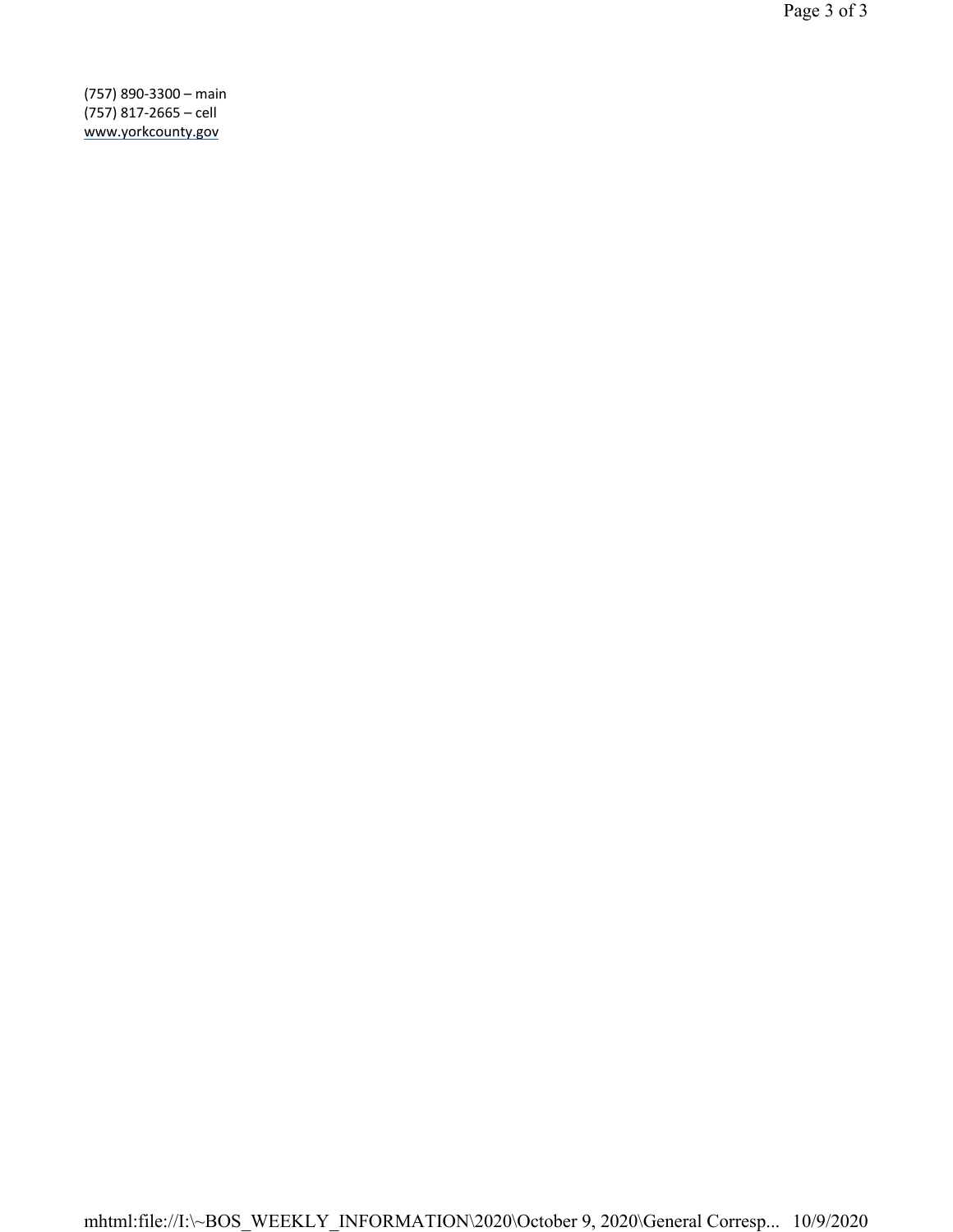(757) 890-3300 – main
(757) 817-2665 – cell
www.yorkcounty.gov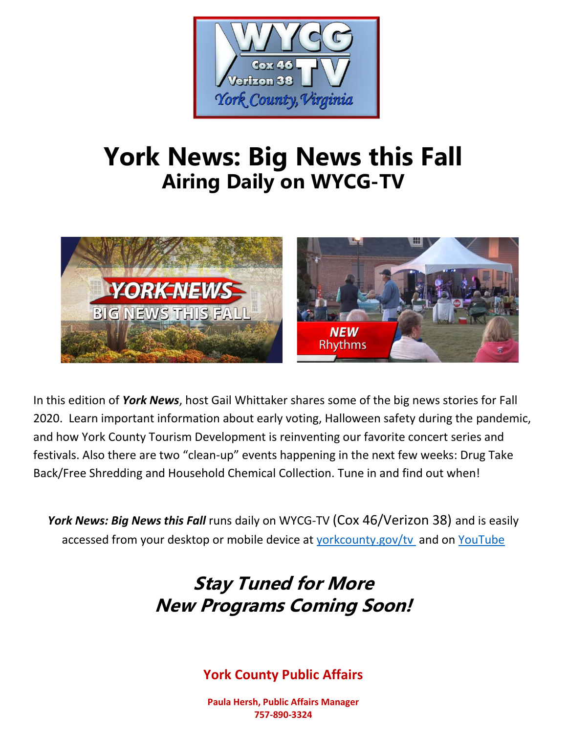# York News: Big News this Fall

## Airing Daily on WYCG-TV

In this edition of ***York News***, host Gail Whittaker shares some of the big news stories for Fall 2020. Learn important information about early voting, Halloween safety during the pandemic, and how York County Tourism Development is reinventing our favorite concert series and festivals. Also there are two "clean-up" events happening in the next few weeks: Drug Take Back/Free Shredding and Household Chemical Collection. Tune in and find out when!

***York News: Big News this Fall*** runs daily on WYCG-TV (Cox 46/Verizon 38) and is easily accessed from your desktop or mobile device at yorkcounty.gov/tv and on YouTube

## ***Stay Tuned for More New Programs Coming Soon!***

**York County Public Affairs**

**Paula Hersh, Public Affairs Manager**
**757-890-3324**